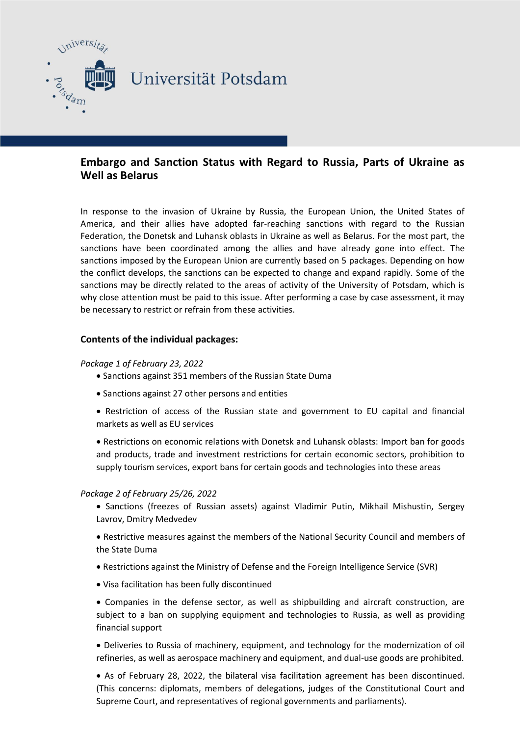# Embargo and Sanction Status with Regard to Russia, Parts of Ukraine as Well as Belarus

In response to the invasion of Ukraine by Russia, the European Union, the United States of America, and their allies have adopted far-reaching sanctions with regard to the Russian Federation, the Donetsk and Luhansk oblasts in Ukraine as well as Belarus. For the most part, the sanctions have been coordinated among the allies and have already gone into effect. The sanctions imposed by the European Union are currently based on 5 packages. Depending on how the conflict develops, the sanctions can be expected to change and expand rapidly. Some of the sanctions may be directly related to the areas of activity of the University of Potsdam, which is why close attention must be paid to this issue. After performing a case by case assessment, it may be necessary to restrict or refrain from these activities.

## Contents of the individual packages:

*Package 1 of February 23, 2022*

- Sanctions against 351 members of the Russian State Duma
- Sanctions against 27 other persons and entities
- Restriction of access of the Russian state and government to EU capital and financial markets as well as EU services
- Restrictions on economic relations with Donetsk and Luhansk oblasts: Import ban for goods and products, trade and investment restrictions for certain economic sectors, prohibition to supply tourism services, export bans for certain goods and technologies into these areas

*Package 2 of February 25/26, 2022*

- Sanctions (freezes of Russian assets) against Vladimir Putin, Mikhail Mishustin, Sergey Lavrov, Dmitry Medvedev
- Restrictive measures against the members of the National Security Council and members of the State Duma
- Restrictions against the Ministry of Defense and the Foreign Intelligence Service (SVR)
- Visa facilitation has been fully discontinued
- Companies in the defense sector, as well as shipbuilding and aircraft construction, are subject to a ban on supplying equipment and technologies to Russia, as well as providing financial support
- Deliveries to Russia of machinery, equipment, and technology for the modernization of oil refineries, as well as aerospace machinery and equipment, and dual-use goods are prohibited.
- As of February 28, 2022, the bilateral visa facilitation agreement has been discontinued. (This concerns: diplomats, members of delegations, judges of the Constitutional Court and Supreme Court, and representatives of regional governments and parliaments).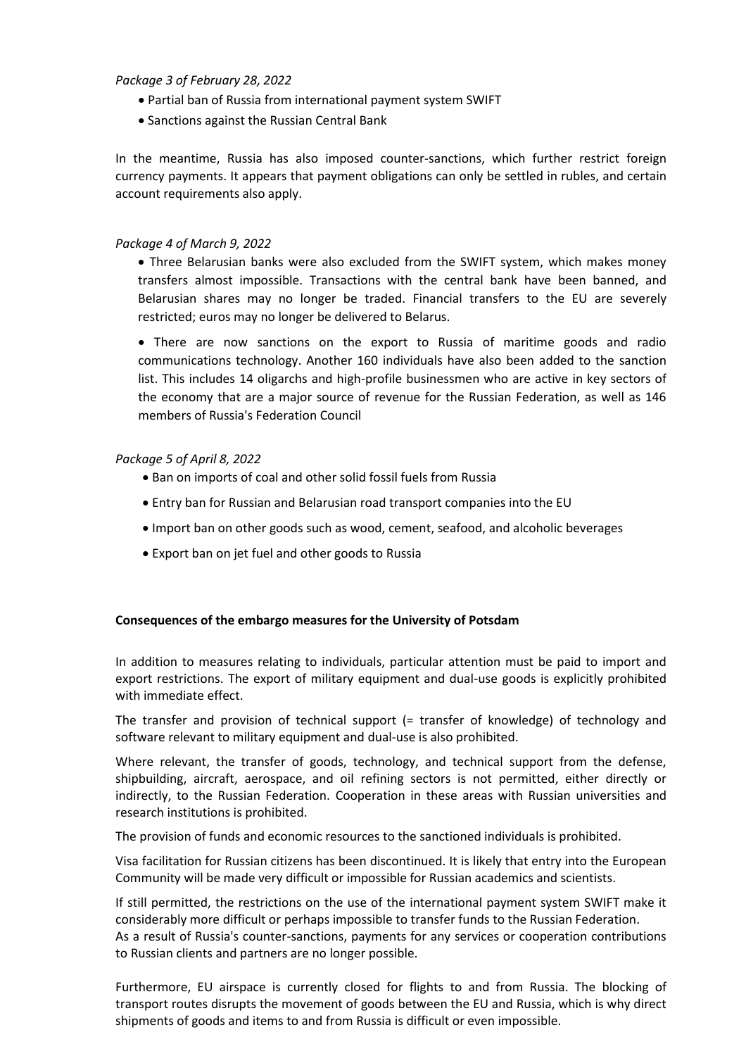*Package 3 of February 28, 2022*

- Partial ban of Russia from international payment system SWIFT
- Sanctions against the Russian Central Bank

In the meantime, Russia has also imposed counter-sanctions, which further restrict foreign currency payments. It appears that payment obligations can only be settled in rubles, and certain account requirements also apply.

*Package 4 of March 9, 2022*

- Three Belarusian banks were also excluded from the SWIFT system, which makes money transfers almost impossible. Transactions with the central bank have been banned, and Belarusian shares may no longer be traded. Financial transfers to the EU are severely restricted; euros may no longer be delivered to Belarus.
- There are now sanctions on the export to Russia of maritime goods and radio communications technology. Another 160 individuals have also been added to the sanction list. This includes 14 oligarchs and high-profile businessmen who are active in key sectors of the economy that are a major source of revenue for the Russian Federation, as well as 146 members of Russia's Federation Council

*Package 5 of April 8, 2022*

- Ban on imports of coal and other solid fossil fuels from Russia
- Entry ban for Russian and Belarusian road transport companies into the EU
- Import ban on other goods such as wood, cement, seafood, and alcoholic beverages
- Export ban on jet fuel and other goods to Russia

**Consequences of the embargo measures for the University of Potsdam**

In addition to measures relating to individuals, particular attention must be paid to import and export restrictions. The export of military equipment and dual-use goods is explicitly prohibited with immediate effect.

The transfer and provision of technical support (= transfer of knowledge) of technology and software relevant to military equipment and dual-use is also prohibited.

Where relevant, the transfer of goods, technology, and technical support from the defense, shipbuilding, aircraft, aerospace, and oil refining sectors is not permitted, either directly or indirectly, to the Russian Federation. Cooperation in these areas with Russian universities and research institutions is prohibited.

The provision of funds and economic resources to the sanctioned individuals is prohibited.

Visa facilitation for Russian citizens has been discontinued. It is likely that entry into the European Community will be made very difficult or impossible for Russian academics and scientists.

If still permitted, the restrictions on the use of the international payment system SWIFT make it considerably more difficult or perhaps impossible to transfer funds to the Russian Federation. As a result of Russia's counter-sanctions, payments for any services or cooperation contributions to Russian clients and partners are no longer possible.

Furthermore, EU airspace is currently closed for flights to and from Russia. The blocking of transport routes disrupts the movement of goods between the EU and Russia, which is why direct shipments of goods and items to and from Russia is difficult or even impossible.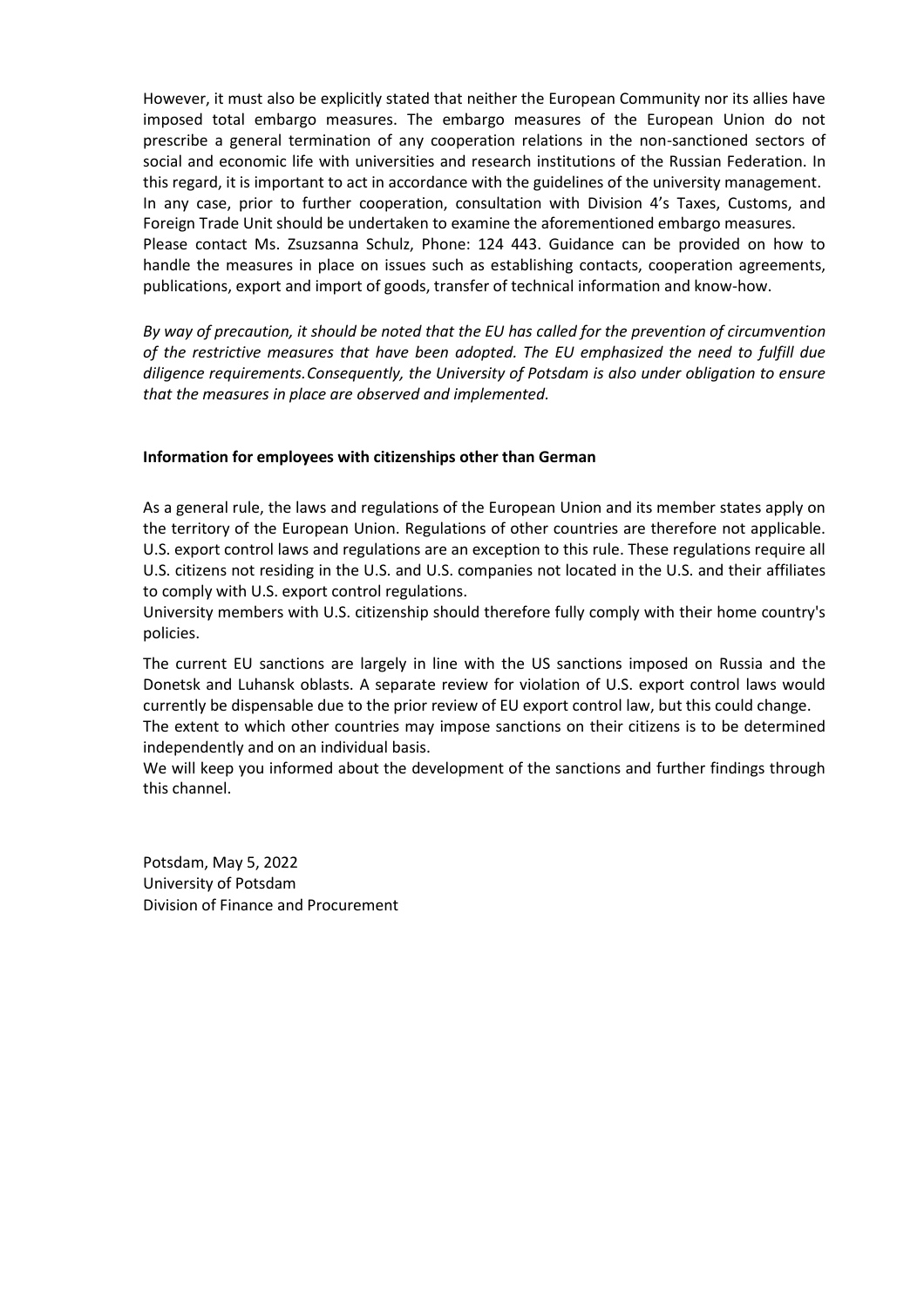However, it must also be explicitly stated that neither the European Community nor its allies have imposed total embargo measures. The embargo measures of the European Union do not prescribe a general termination of any cooperation relations in the non-sanctioned sectors of social and economic life with universities and research institutions of the Russian Federation. In this regard, it is important to act in accordance with the guidelines of the university management. In any case, prior to further cooperation, consultation with Division 4's Taxes, Customs, and Foreign Trade Unit should be undertaken to examine the aforementioned embargo measures. Please contact Ms. Zsuzsanna Schulz, Phone: 124 443. Guidance can be provided on how to handle the measures in place on issues such as establishing contacts, cooperation agreements, publications, export and import of goods, transfer of technical information and know-how.

*By way of precaution, it should be noted that the EU has called for the prevention of circumvention of the restrictive measures that have been adopted. The EU emphasized the need to fulfill due diligence requirements.Consequently, the University of Potsdam is also under obligation to ensure that the measures in place are observed and implemented.*

**Information for employees with citizenships other than German**

As a general rule, the laws and regulations of the European Union and its member states apply on the territory of the European Union. Regulations of other countries are therefore not applicable. U.S. export control laws and regulations are an exception to this rule. These regulations require all U.S. citizens not residing in the U.S. and U.S. companies not located in the U.S. and their affiliates to comply with U.S. export control regulations.
University members with U.S. citizenship should therefore fully comply with their home country's policies.

The current EU sanctions are largely in line with the US sanctions imposed on Russia and the Donetsk and Luhansk oblasts. A separate review for violation of U.S. export control laws would currently be dispensable due to the prior review of EU export control law, but this could change.
The extent to which other countries may impose sanctions on their citizens is to be determined independently and on an individual basis.
We will keep you informed about the development of the sanctions and further findings through this channel.

Potsdam, May 5, 2022
University of Potsdam
Division of Finance and Procurement